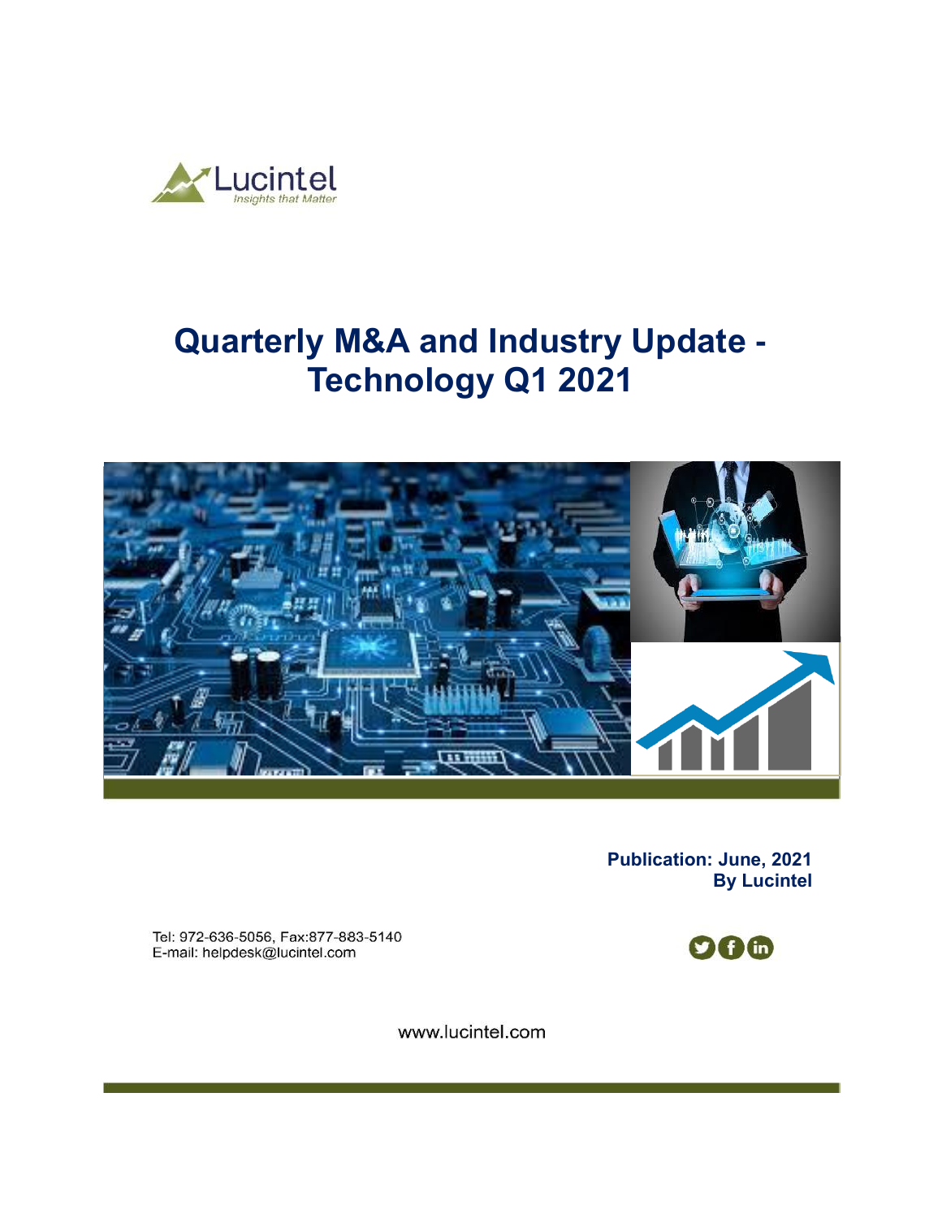Lucintel
*Insights that Matter*

# Quarterly M&A and Industry Update - Technology Q1 2021

**Publication: June, 2021**
**By Lucintel**

Tel: 972-636-5056, Fax:877-883-5140
E-mail: helpdesk@lucintel.com

www.lucintel.com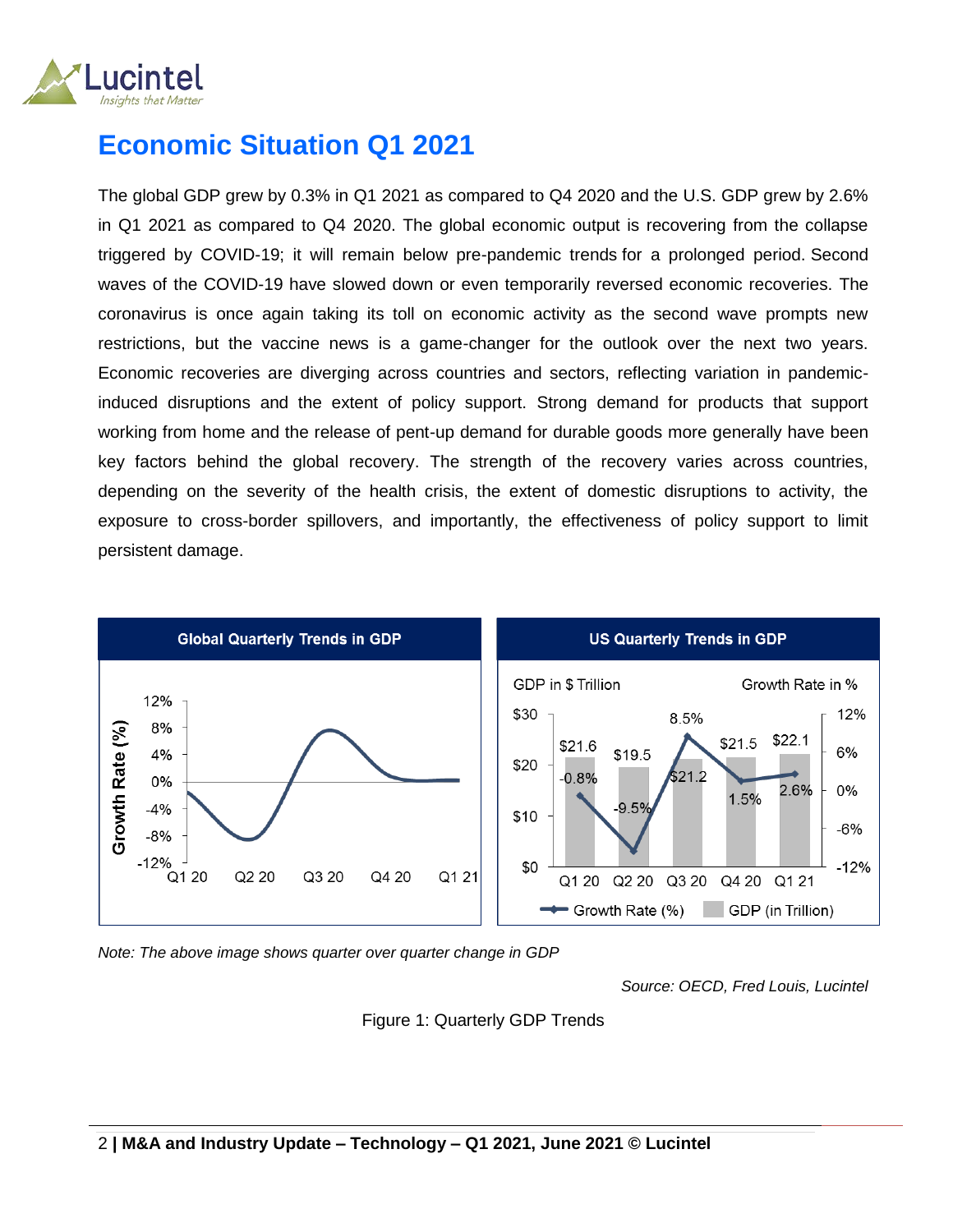# Economic Situation Q1 2021

The global GDP grew by 0.3% in Q1 2021 as compared to Q4 2020 and the U.S. GDP grew by 2.6% in Q1 2021 as compared to Q4 2020. The global economic output is recovering from the collapse triggered by COVID-19; it will remain below pre-pandemic trends for a prolonged period. Second waves of the COVID-19 have slowed down or even temporarily reversed economic recoveries. The coronavirus is once again taking its toll on economic activity as the second wave prompts new restrictions, but the vaccine news is a game-changer for the outlook over the next two years. Economic recoveries are diverging across countries and sectors, reflecting variation in pandemic-induced disruptions and the extent of policy support. Strong demand for products that support working from home and the release of pent-up demand for durable goods more generally have been key factors behind the global recovery. The strength of the recovery varies across countries, depending on the severity of the health crisis, the extent of domestic disruptions to activity, the exposure to cross-border spillovers, and importantly, the effectiveness of policy support to limit persistent damage.

**Global Quarterly Trends in GDP**

**US Quarterly Trends in GDP**

| Quarter | GDP in $ Trillion | Growth Rate in % |
|---|---|---|
| Q1 20 | $21.6 | -0.8% |
| Q2 20 | $19.5 | -9.5% |
| Q3 20 | $21.2 | 8.5% |
| Q4 20 | $21.5 | 1.5% |
| Q1 21 | $22.1 | 2.6% |

*Note: The above image shows quarter over quarter change in GDP*

*Source: OECD, Fred Louis, Lucintel*

Figure 1: Quarterly GDP Trends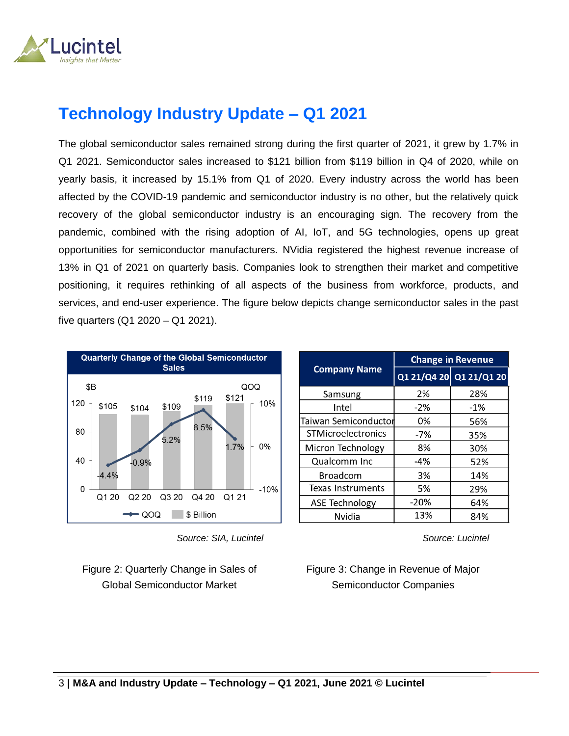# Technology Industry Update – Q1 2021

The global semiconductor sales remained strong during the first quarter of 2021, it grew by 1.7% in Q1 2021. Semiconductor sales increased to $121 billion from $119 billion in Q4 of 2020, while on yearly basis, it increased by 15.1% from Q1 of 2020. Every industry across the world has been affected by the COVID-19 pandemic and semiconductor industry is no other, but the relatively quick recovery of the global semiconductor industry is an encouraging sign. The recovery from the pandemic, combined with the rising adoption of AI, IoT, and 5G technologies, opens up great opportunities for semiconductor manufacturers. NVidia registered the highest revenue increase of 13% in Q1 of 2021 on quarterly basis. Companies look to strengthen their market and competitive positioning, it requires rethinking of all aspects of the business from workforce, products, and services, and end-user experience. The figure below depicts change semiconductor sales in the past five quarters (Q1 2020 – Q1 2021).

**Quarterly Change of the Global Semiconductor Sales**

| Quarter | $ Billion | QOQ |
|---|---|---|
| Q1 20 | $105 | -4.4% |
| Q2 20 | $104 | -0.9% |
| Q3 20 | $109 | 5.2% |
| Q4 20 | $119 | 8.5% |
| Q1 21 | $121 | 1.7% |

*Source: SIA, Lucintel*

Figure 2: Quarterly Change in Sales of Global Semiconductor Market

| Company Name | Change in Revenue | |
|---|---|---|
| | Q1 21/Q4 20 | Q1 21/Q1 20 |
| Samsung | 2% | 28% |
| Intel | -2% | -1% |
| Taiwan Semiconductor | 0% | 56% |
| STMicroelectronics | -7% | 35% |
| Micron Technology | 8% | 30% |
| Qualcomm Inc | -4% | 52% |
| Broadcom | 3% | 14% |
| Texas Instruments | 5% | 29% |
| ASE Technology | -20% | 64% |
| Nvidia | 13% | 84% |

*Source: Lucintel*

Figure 3: Change in Revenue of Major Semiconductor Companies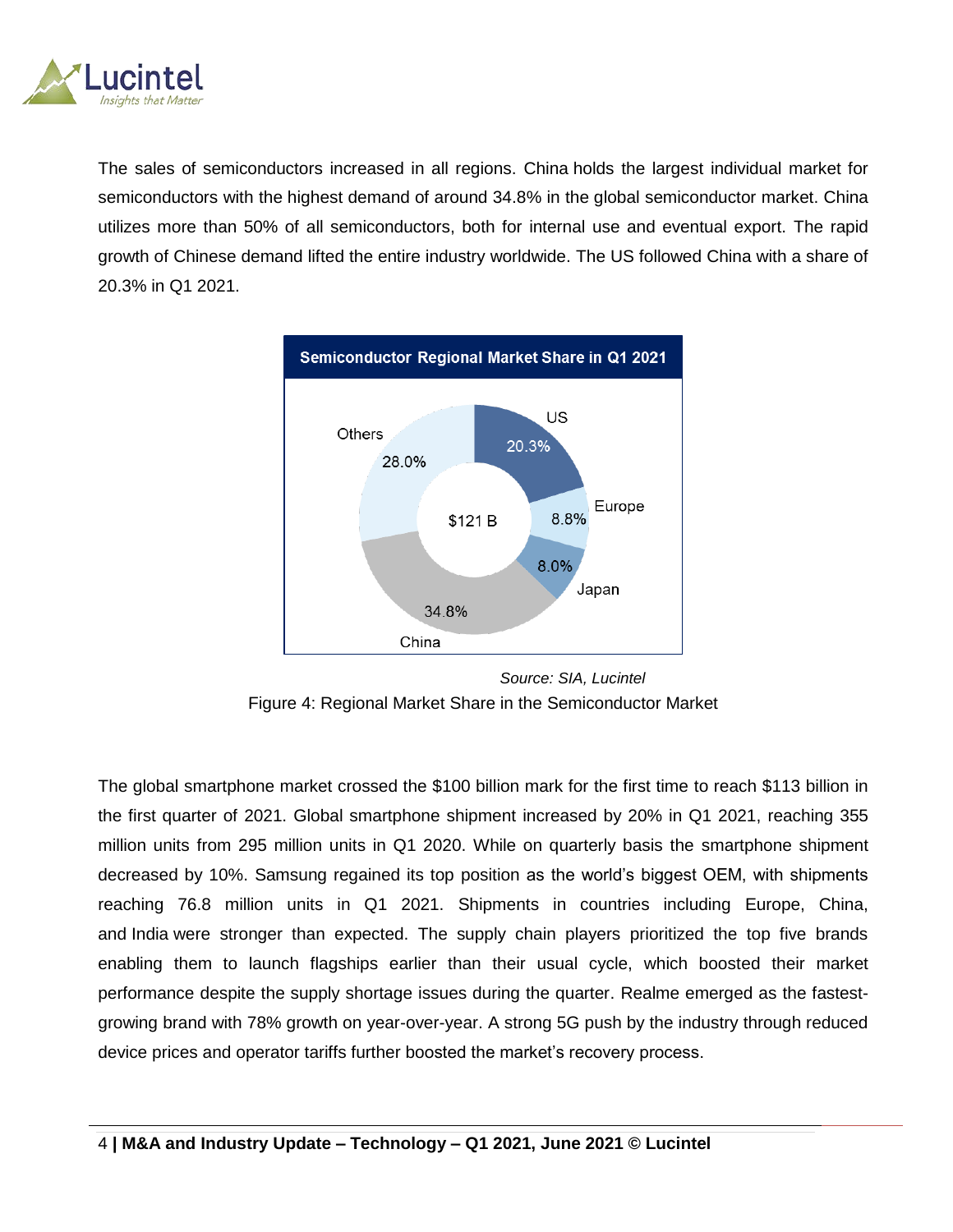The sales of semiconductors increased in all regions. China holds the largest individual market for semiconductors with the highest demand of around 34.8% in the global semiconductor market. China utilizes more than 50% of all semiconductors, both for internal use and eventual export. The rapid growth of Chinese demand lifted the entire industry worldwide. The US followed China with a share of 20.3% in Q1 2021.

**Semiconductor Regional Market Share in Q1 2021**

| Region | Share |
|---|---|
| US | 20.3% |
| Europe | 8.8% |
| Japan | 8.0% |
| China | 34.8% |
| Others | 28.0% |

Total: $121 B

*Source: SIA, Lucintel*

Figure 4: Regional Market Share in the Semiconductor Market

The global smartphone market crossed the $100 billion mark for the first time to reach $113 billion in the first quarter of 2021. Global smartphone shipment increased by 20% in Q1 2021, reaching 355 million units from 295 million units in Q1 2020. While on quarterly basis the smartphone shipment decreased by 10%. Samsung regained its top position as the world's biggest OEM, with shipments reaching 76.8 million units in Q1 2021. Shipments in countries including Europe, China, and India were stronger than expected. The supply chain players prioritized the top five brands enabling them to launch flagships earlier than their usual cycle, which boosted their market performance despite the supply shortage issues during the quarter. Realme emerged as the fastest-growing brand with 78% growth on year-over-year. A strong 5G push by the industry through reduced device prices and operator tariffs further boosted the market's recovery process.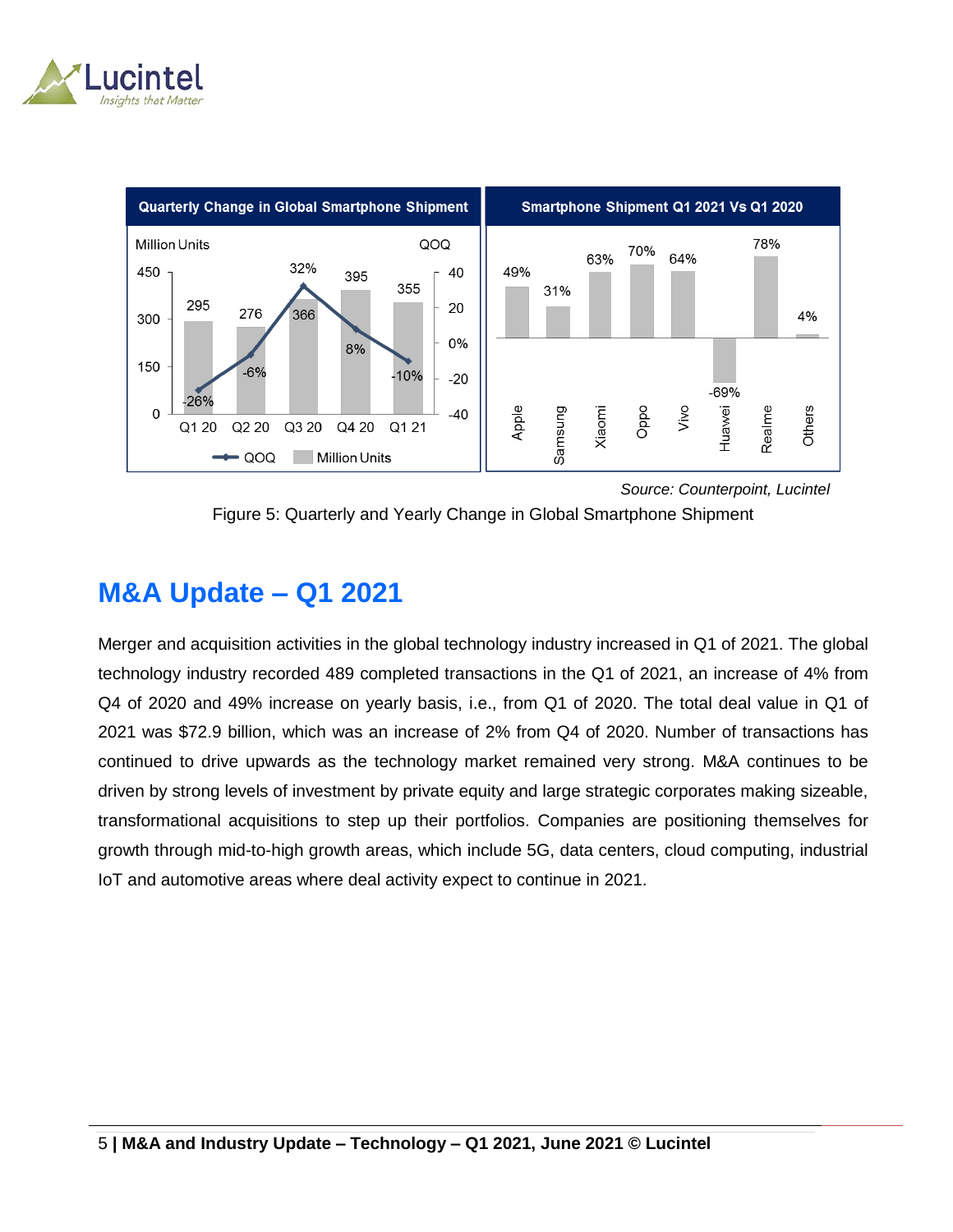Source: Counterpoint, Lucintel

Figure 5: Quarterly and Yearly Change in Global Smartphone Shipment

## M&A Update – Q1 2021

Merger and acquisition activities in the global technology industry increased in Q1 of 2021. The global technology industry recorded 489 completed transactions in the Q1 of 2021, an increase of 4% from Q4 of 2020 and 49% increase on yearly basis, i.e., from Q1 of 2020. The total deal value in Q1 of 2021 was $72.9 billion, which was an increase of 2% from Q4 of 2020. Number of transactions has continued to drive upwards as the technology market remained very strong. M&A continues to be driven by strong levels of investment by private equity and large strategic corporates making sizeable, transformational acquisitions to step up their portfolios. Companies are positioning themselves for growth through mid-to-high growth areas, which include 5G, data centers, cloud computing, industrial IoT and automotive areas where deal activity expect to continue in 2021.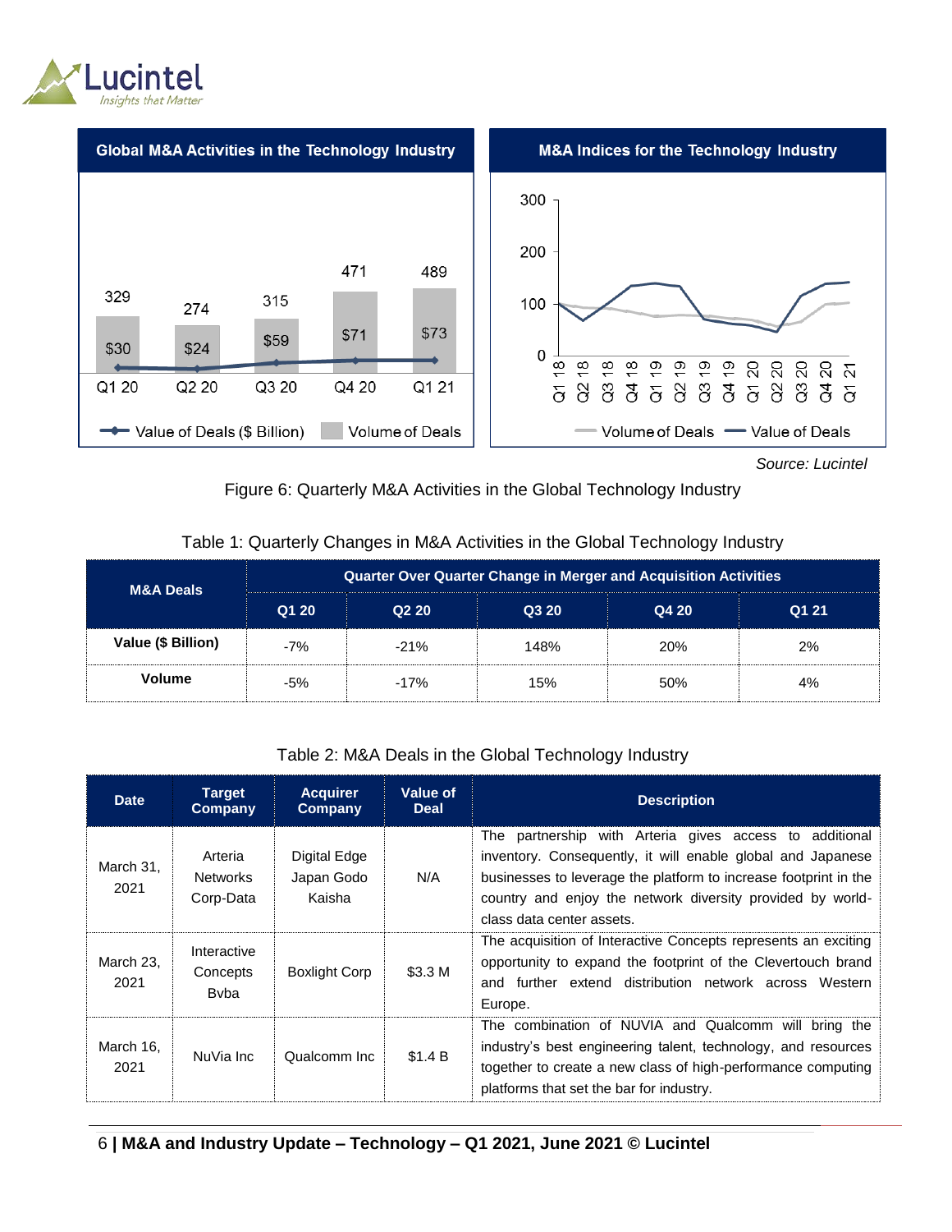Figure 6: Quarterly M&A Activities in the Global Technology Industry

Source: Lucintel

Table 1: Quarterly Changes in M&A Activities in the Global Technology Industry

| M&A Deals | Quarter Over Quarter Change in Merger and Acquisition Activities | | | | |
|---|---|---|---|---|---|
| | Q1 20 | Q2 20 | Q3 20 | Q4 20 | Q1 21 |
| **Value ($ Billion)** | -7% | -21% | 148% | 20% | 2% |
| **Volume** | -5% | -17% | 15% | 50% | 4% |

Table 2: M&A Deals in the Global Technology Industry

| Date | Target Company | Acquirer Company | Value of Deal | Description |
|---|---|---|---|---|
| March 31, 2021 | Arteria Networks Corp-Data | Digital Edge Japan Godo Kaisha | N/A | The partnership with Arteria gives access to additional inventory. Consequently, it will enable global and Japanese businesses to leverage the platform to increase footprint in the country and enjoy the network diversity provided by world-class data center assets. |
| March 23, 2021 | Interactive Concepts Bvba | Boxlight Corp | $3.3 M | The acquisition of Interactive Concepts represents an exciting opportunity to expand the footprint of the Clevertouch brand and further extend distribution network across Western Europe. |
| March 16, 2021 | NuVia Inc | Qualcomm Inc | $1.4 B | The combination of NUVIA and Qualcomm will bring the industry's best engineering talent, technology, and resources together to create a new class of high-performance computing platforms that set the bar for industry. |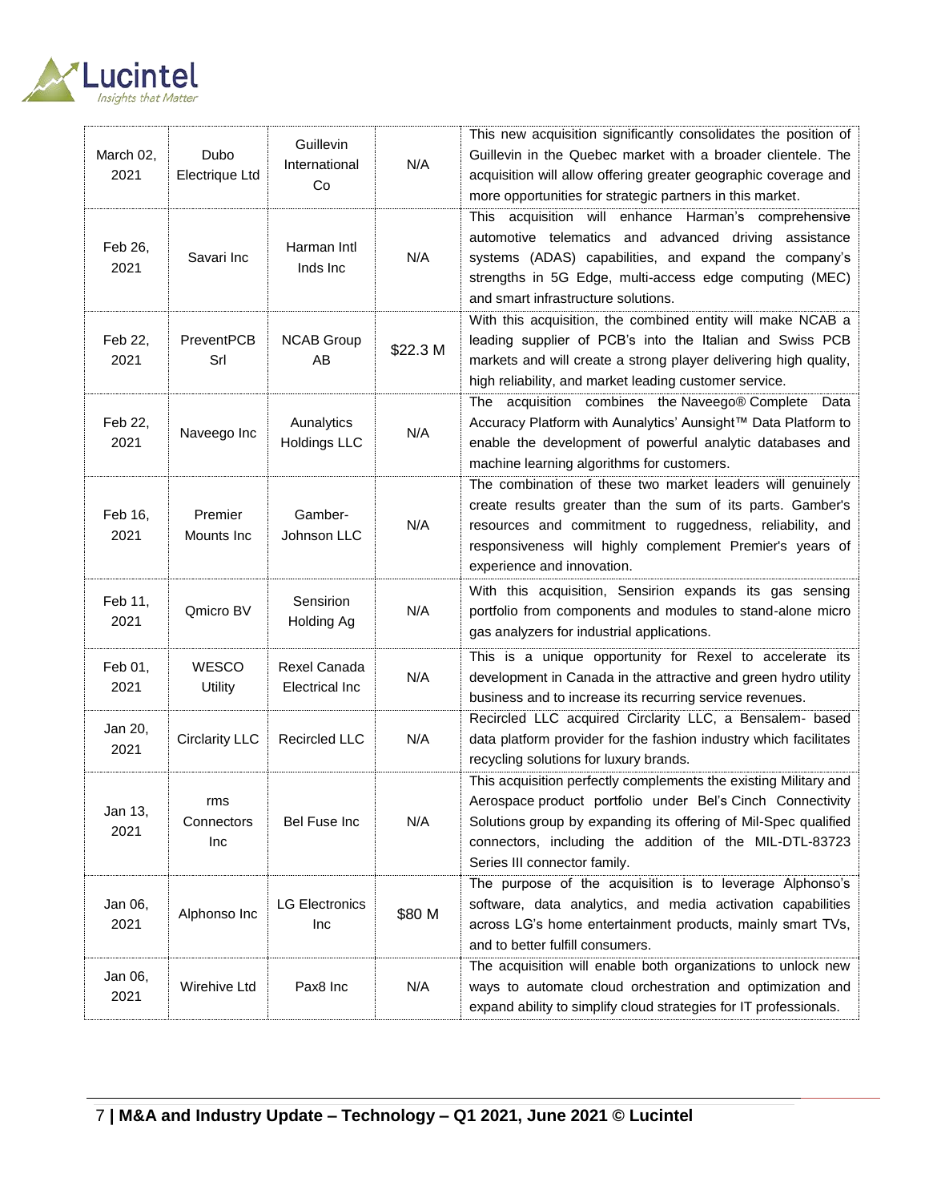| March 02, 2021 | Dubo Electrique Ltd | Guillevin International Co | N/A | This new acquisition significantly consolidates the position of Guillevin in the Quebec market with a broader clientele. The acquisition will allow offering greater geographic coverage and more opportunities for strategic partners in this market. |
|---|---|---|---|---|
| Feb 26, 2021 | Savari Inc | Harman Intl Inds Inc | N/A | This acquisition will enhance Harman's comprehensive automotive telematics and advanced driving assistance systems (ADAS) capabilities, and expand the company's strengths in 5G Edge, multi-access edge computing (MEC) and smart infrastructure solutions. |
| Feb 22, 2021 | PreventPCB Srl | NCAB Group AB | $22.3 M | With this acquisition, the combined entity will make NCAB a leading supplier of PCB's into the Italian and Swiss PCB markets and will create a strong player delivering high quality, high reliability, and market leading customer service. |
| Feb 22, 2021 | Naveego Inc | Aunalytics Holdings LLC | N/A | The acquisition combines the Naveego® Complete Data Accuracy Platform with Aunalytics' Aunsight™ Data Platform to enable the development of powerful analytic databases and machine learning algorithms for customers. |
| Feb 16, 2021 | Premier Mounts Inc | Gamber-Johnson LLC | N/A | The combination of these two market leaders will genuinely create results greater than the sum of its parts. Gamber's resources and commitment to ruggedness, reliability, and responsiveness will highly complement Premier's years of experience and innovation. |
| Feb 11, 2021 | Qmicro BV | Sensirion Holding Ag | N/A | With this acquisition, Sensirion expands its gas sensing portfolio from components and modules to stand-alone micro gas analyzers for industrial applications. |
| Feb 01, 2021 | WESCO Utility | Rexel Canada Electrical Inc | N/A | This is a unique opportunity for Rexel to accelerate its development in Canada in the attractive and green hydro utility business and to increase its recurring service revenues. |
| Jan 20, 2021 | Circlarity LLC | Recircled LLC | N/A | Recircled LLC acquired Circlarity LLC, a Bensalem- based data platform provider for the fashion industry which facilitates recycling solutions for luxury brands. |
| Jan 13, 2021 | rms Connectors Inc | Bel Fuse Inc | N/A | This acquisition perfectly complements the existing Military and Aerospace product portfolio under Bel's Cinch Connectivity Solutions group by expanding its offering of Mil-Spec qualified connectors, including the addition of the MIL-DTL-83723 Series III connector family. |
| Jan 06, 2021 | Alphonso Inc | LG Electronics Inc | $80 M | The purpose of the acquisition is to leverage Alphonso's software, data analytics, and media activation capabilities across LG's home entertainment products, mainly smart TVs, and to better fulfill consumers. |
| Jan 06, 2021 | Wirehive Ltd | Pax8 Inc | N/A | The acquisition will enable both organizations to unlock new ways to automate cloud orchestration and optimization and expand ability to simplify cloud strategies for IT professionals. |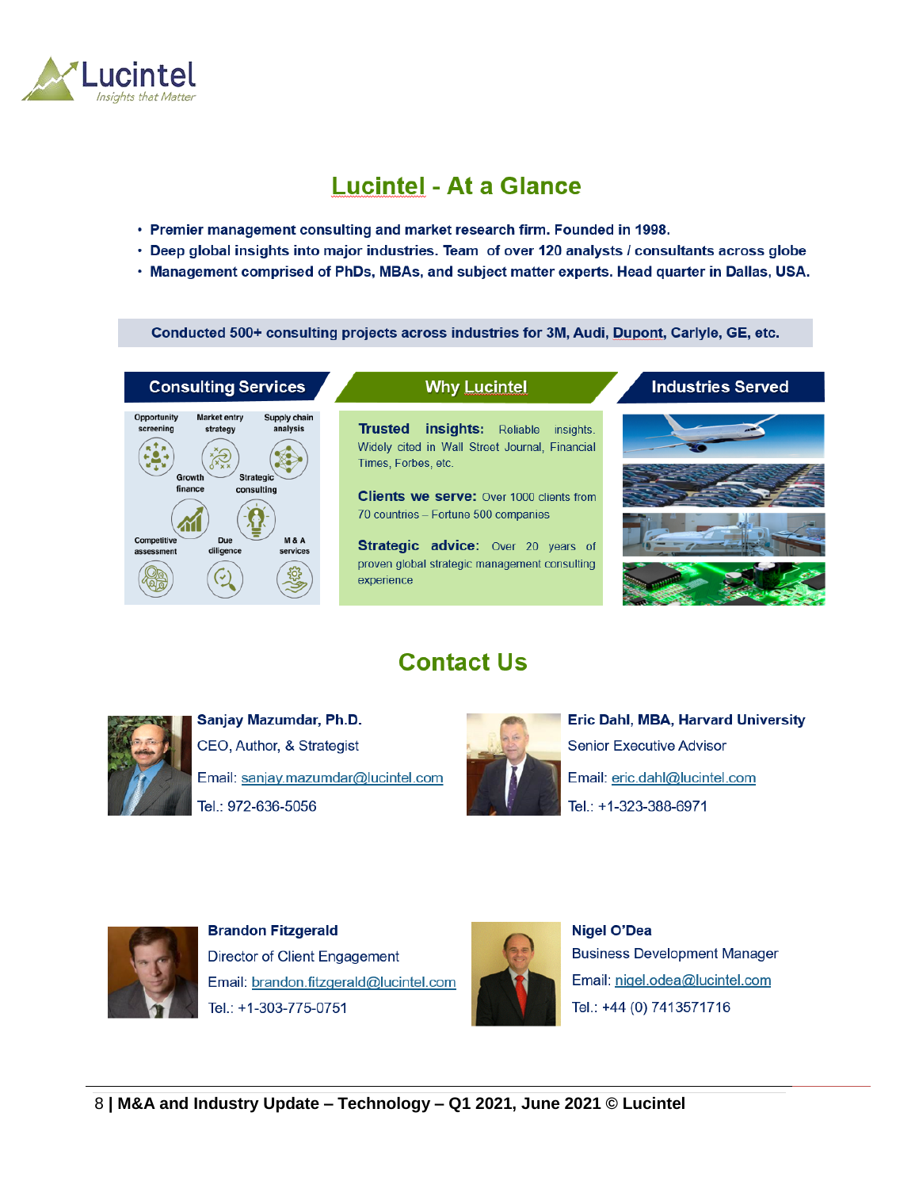# Lucintel - At a Glance

- **Premier management consulting and market research firm. Founded in 1998.**
- **Deep global insights into major industries. Team of over 120 analysts / consultants across globe**
- **Management comprised of PhDs, MBAs, and subject matter experts. Head quarter in Dallas, USA.**

**Conducted 500+ consulting projects across industries for 3M, Audi, Dupont, Carlyle, GE, etc.**

## Consulting Services

Opportunity screening
Market entry strategy
Supply chain analysis
Growth finance
Strategic consulting
Competitive assessment
Due diligence
M & A services

## Why Lucintel

**Trusted insights:** Reliable insights. Widely cited in Wall Street Journal, Financial Times, Forbes, etc.

**Clients we serve:** Over 1000 clients from 70 countries – Fortune 500 companies

**Strategic advice:** Over 20 years of proven global strategic management consulting experience

## Industries Served

# Contact Us

**Sanjay Mazumdar, Ph.D.**
CEO, Author, & Strategist
Email: sanjay.mazumdar@lucintel.com
Tel.: 972-636-5056

**Eric Dahl, MBA, Harvard University**
Senior Executive Advisor
Email: eric.dahl@lucintel.com
Tel.: +1-323-388-6971

**Brandon Fitzgerald**
Director of Client Engagement
Email: brandon.fitzgerald@lucintel.com
Tel.: +1-303-775-0751

**Nigel O'Dea**
Business Development Manager
Email: nigel.odea@lucintel.com
Tel.: +44 (0) 7413571716